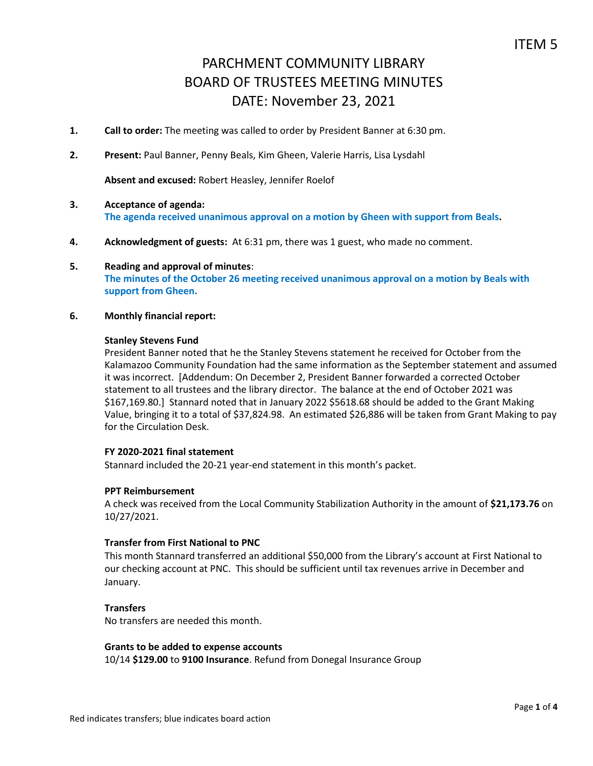ITEM 5

# PARCHMENT COMMUNITY LIBRARY
# BOARD OF TRUSTEES MEETING MINUTES
# DATE: November 23, 2021

1. **Call to order:** The meeting was called to order by President Banner at 6:30 pm.

2. **Present:** Paul Banner, Penny Beals, Kim Gheen, Valerie Harris, Lisa Lysdahl

   **Absent and excused:** Robert Heasley, Jennifer Roelof

3. **Acceptance of agenda:**
   **The agenda received unanimous approval on a motion by Gheen with support from Beals.**

4. **Acknowledgment of guests:** At 6:31 pm, there was 1 guest, who made no comment.

5. **Reading and approval of minutes**:
   **The minutes of the October 26 meeting received unanimous approval on a motion by Beals with support from Gheen.**

6. **Monthly financial report:**

   **Stanley Stevens Fund**
   President Banner noted that he the Stanley Stevens statement he received for October from the Kalamazoo Community Foundation had the same information as the September statement and assumed it was incorrect. [Addendum: On December 2, President Banner forwarded a corrected October statement to all trustees and the library director. The balance at the end of October 2021 was $167,169.80.] Stannard noted that in January 2022 $5618.68 should be added to the Grant Making Value, bringing it to a total of $37,824.98. An estimated $26,886 will be taken from Grant Making to pay for the Circulation Desk.

   **FY 2020-2021 final statement**
   Stannard included the 20-21 year-end statement in this month's packet.

   **PPT Reimbursement**
   A check was received from the Local Community Stabilization Authority in the amount of **$21,173.76** on 10/27/2021.

   **Transfer from First National to PNC**
   This month Stannard transferred an additional $50,000 from the Library's account at First National to our checking account at PNC. This should be sufficient until tax revenues arrive in December and January.

   **Transfers**
   No transfers are needed this month.

   **Grants to be added to expense accounts**
   10/14 **$129.00** to **9100 Insurance**. Refund from Donegal Insurance Group

Red indicates transfers; blue indicates board action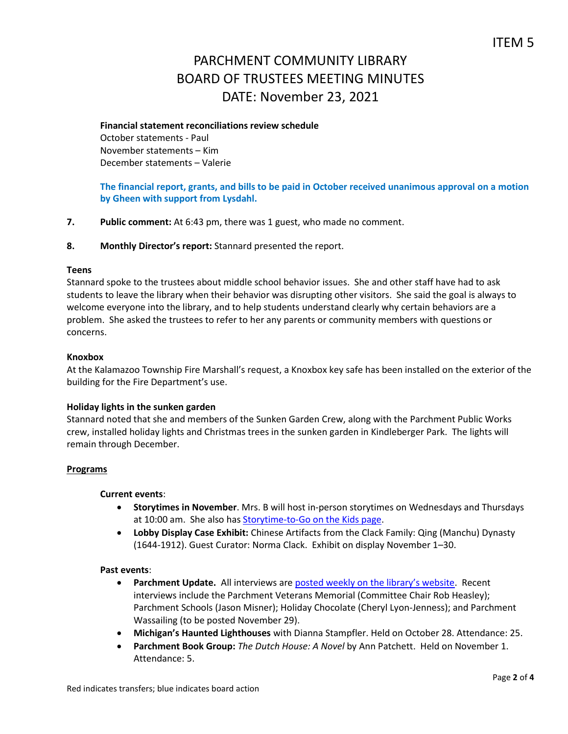**Financial statement reconciliations review schedule**
October statements - Paul
November statements – Kim
December statements – Valerie

**The financial report, grants, and bills to be paid in October received unanimous approval on a motion by Gheen with support from Lysdahl.**

7. **Public comment:** At 6:43 pm, there was 1 guest, who made no comment.

8. **Monthly Director's report:** Stannard presented the report.

**Teens**
Stannard spoke to the trustees about middle school behavior issues. She and other staff have had to ask students to leave the library when their behavior was disrupting other visitors. She said the goal is always to welcome everyone into the library, and to help students understand clearly why certain behaviors are a problem. She asked the trustees to refer to her any parents or community members with questions or concerns.

**Knoxbox**
At the Kalamazoo Township Fire Marshall's request, a Knoxbox key safe has been installed on the exterior of the building for the Fire Department's use.

**Holiday lights in the sunken garden**
Stannard noted that she and members of the Sunken Garden Crew, along with the Parchment Public Works crew, installed holiday lights and Christmas trees in the sunken garden in Kindleberger Park. The lights will remain through December.

**Programs**

**Current events**:

- **Storytimes in November**. Mrs. B will host in-person storytimes on Wednesdays and Thursdays at 10:00 am. She also has Storytime-to-Go on the Kids page.
- **Lobby Display Case Exhibit:** Chinese Artifacts from the Clack Family: Qing (Manchu) Dynasty (1644-1912). Guest Curator: Norma Clack. Exhibit on display November 1–30.

**Past events**:

- **Parchment Update.** All interviews are posted weekly on the library's website. Recent interviews include the Parchment Veterans Memorial (Committee Chair Rob Heasley); Parchment Schools (Jason Misner); Holiday Chocolate (Cheryl Lyon-Jenness); and Parchment Wassailing (to be posted November 29).
- **Michigan's Haunted Lighthouses** with Dianna Stampfler. Held on October 28. Attendance: 25.
- **Parchment Book Group:** *The Dutch House: A Novel* by Ann Patchett. Held on November 1. Attendance: 5.

Red indicates transfers; blue indicates board action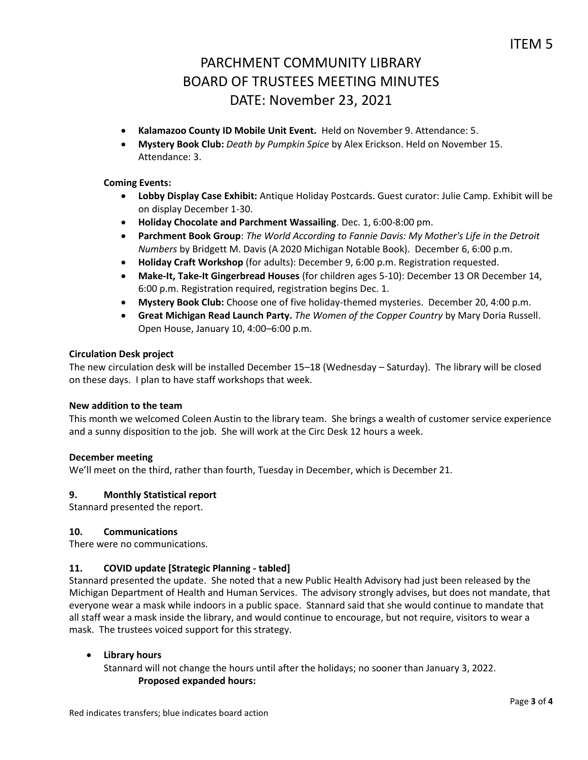- **Kalamazoo County ID Mobile Unit Event.** Held on November 9. Attendance: 5.
- **Mystery Book Club:** *Death by Pumpkin Spice* by Alex Erickson. Held on November 15. Attendance: 3.

**Coming Events:**

- **Lobby Display Case Exhibit:** Antique Holiday Postcards. Guest curator: Julie Camp. Exhibit will be on display December 1-30.
- **Holiday Chocolate and Parchment Wassailing**. Dec. 1, 6:00-8:00 pm.
- **Parchment Book Group**: *The World According to Fannie Davis: My Mother's Life in the Detroit Numbers* by Bridgett M. Davis (A 2020 Michigan Notable Book). December 6, 6:00 p.m.
- **Holiday Craft Workshop** (for adults): December 9, 6:00 p.m. Registration requested.
- **Make-It, Take-It Gingerbread Houses** (for children ages 5-10): December 13 OR December 14, 6:00 p.m. Registration required, registration begins Dec. 1.
- **Mystery Book Club:** Choose one of five holiday-themed mysteries. December 20, 4:00 p.m.
- **Great Michigan Read Launch Party.** *The Women of the Copper Country* by Mary Doria Russell. Open House, January 10, 4:00–6:00 p.m.

**Circulation Desk project**

The new circulation desk will be installed December 15–18 (Wednesday – Saturday). The library will be closed on these days. I plan to have staff workshops that week.

**New addition to the team**

This month we welcomed Coleen Austin to the library team. She brings a wealth of customer service experience and a sunny disposition to the job. She will work at the Circ Desk 12 hours a week.

**December meeting**

We'll meet on the third, rather than fourth, Tuesday in December, which is December 21.

### 9. Monthly Statistical report

Stannard presented the report.

### 10. Communications

There were no communications.

### 11. COVID update [Strategic Planning - tabled]

Stannard presented the update. She noted that a new Public Health Advisory had just been released by the Michigan Department of Health and Human Services. The advisory strongly advises, but does not mandate, that everyone wear a mask while indoors in a public space. Stannard said that she would continue to mandate that all staff wear a mask inside the library, and would continue to encourage, but not require, visitors to wear a mask. The trustees voiced support for this strategy.

- **Library hours**

  Stannard will not change the hours until after the holidays; no sooner than January 3, 2022.

  **Proposed expanded hours:**

Red indicates transfers; blue indicates board action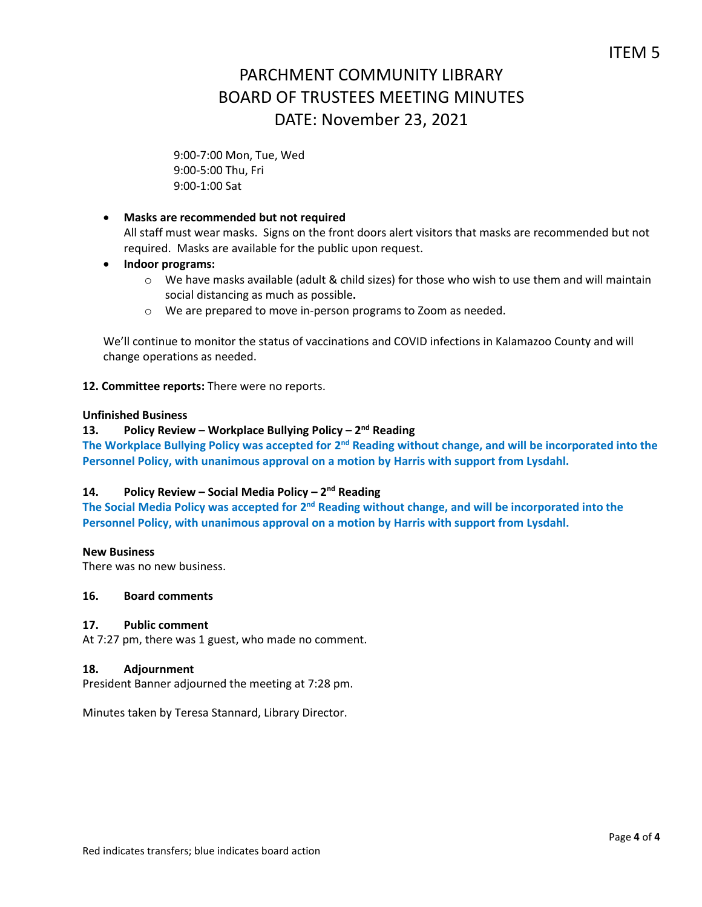ITEM 5

# PARCHMENT COMMUNITY LIBRARY
# BOARD OF TRUSTEES MEETING MINUTES
# DATE: November 23, 2021

9:00-7:00 Mon, Tue, Wed
9:00-5:00 Thu, Fri
9:00-1:00 Sat

- **Masks are recommended but not required**
  All staff must wear masks. Signs on the front doors alert visitors that masks are recommended but not required. Masks are available for the public upon request.
- **Indoor programs:**
  - We have masks available (adult & child sizes) for those who wish to use them and will maintain social distancing as much as possible**.**
  - We are prepared to move in-person programs to Zoom as needed.

We'll continue to monitor the status of vaccinations and COVID infections in Kalamazoo County and will change operations as needed.

**12. Committee reports:** There were no reports.

**Unfinished Business**

**13. Policy Review – Workplace Bullying Policy – 2nd Reading**

**The Workplace Bullying Policy was accepted for 2nd Reading without change, and will be incorporated into the Personnel Policy, with unanimous approval on a motion by Harris with support from Lysdahl.**

**14. Policy Review – Social Media Policy – 2nd Reading**

**The Social Media Policy was accepted for 2nd Reading without change, and will be incorporated into the Personnel Policy, with unanimous approval on a motion by Harris with support from Lysdahl.**

**New Business**

There was no new business.

**16. Board comments**

**17. Public comment**

At 7:27 pm, there was 1 guest, who made no comment.

**18. Adjournment**

President Banner adjourned the meeting at 7:28 pm.

Minutes taken by Teresa Stannard, Library Director.

Red indicates transfers; blue indicates board action